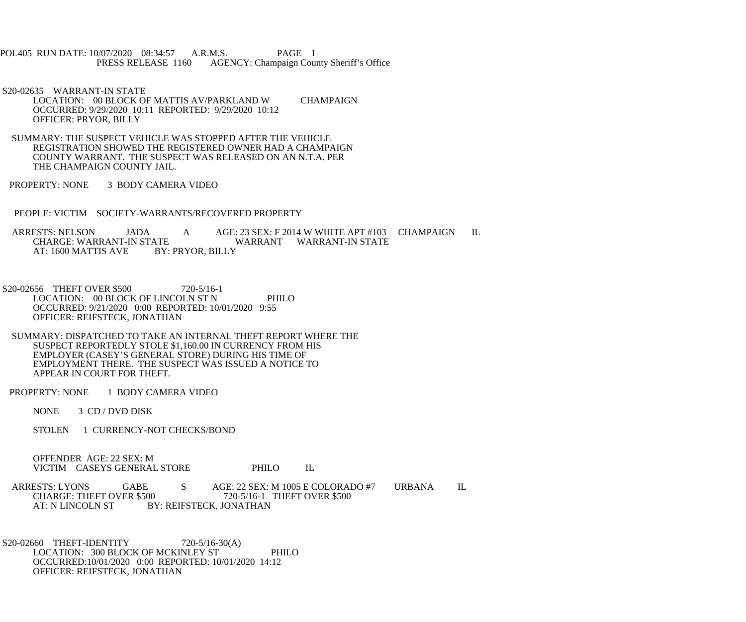POL405 RUN DATE: 10/07/2020 08:34:57 A.R.M.S. PAGE 1
PRESS RELEASE 1160 AGENCY: Champaign County Sheriff's Office

S20-02635 WARRANT-IN STATE
LOCATION: 00 BLOCK OF MATTIS AV/PARKLAND W CHAMPAIGN
OCCURRED: 9/29/2020 10:11 REPORTED: 9/29/2020 10:12
OFFICER: PRYOR, BILLY

SUMMARY: THE SUSPECT VEHICLE WAS STOPPED AFTER THE VEHICLE REGISTRATION SHOWED THE REGISTERED OWNER HAD A CHAMPAIGN COUNTY WARRANT. THE SUSPECT WAS RELEASED ON AN N.T.A. PER THE CHAMPAIGN COUNTY JAIL.

PROPERTY: NONE 3 BODY CAMERA VIDEO

PEOPLE: VICTIM SOCIETY-WARRANTS/RECOVERED PROPERTY

ARRESTS: NELSON JADA A AGE: 23 SEX: F 2014 W WHITE APT #103 CHAMPAIGN IL
CHARGE: WARRANT-IN STATE WARRANT WARRANT-IN STATE
AT: 1600 MATTIS AVE BY: PRYOR, BILLY

S20-02656 THEFT OVER $500 720-5/16-1
LOCATION: 00 BLOCK OF LINCOLN ST N PHILO
OCCURRED: 9/21/2020 0:00 REPORTED: 10/01/2020 9:55
OFFICER: REIFSTECK, JONATHAN

SUMMARY: DISPATCHED TO TAKE AN INTERNAL THEFT REPORT WHERE THE SUSPECT REPORTEDLY STOLE $1,160.00 IN CURRENCY FROM HIS EMPLOYER (CASEY'S GENERAL STORE) DURING HIS TIME OF EMPLOYMENT THERE. THE SUSPECT WAS ISSUED A NOTICE TO APPEAR IN COURT FOR THEFT.

PROPERTY: NONE 1 BODY CAMERA VIDEO

NONE 3 CD / DVD DISK

STOLEN 1 CURRENCY-NOT CHECKS/BOND

OFFENDER AGE: 22 SEX: M
VICTIM CASEYS GENERAL STORE PHILO IL

ARRESTS: LYONS GABE S AGE: 22 SEX: M 1005 E COLORADO #7 URBANA IL
CHARGE: THEFT OVER $500 720-5/16-1 THEFT OVER $500
AT: N LINCOLN ST BY: REIFSTECK, JONATHAN

S20-02660 THEFT-IDENTITY 720-5/16-30(A)
LOCATION: 300 BLOCK OF MCKINLEY ST PHILO
OCCURRED:10/01/2020 0:00 REPORTED: 10/01/2020 14:12
OFFICER: REIFSTECK, JONATHAN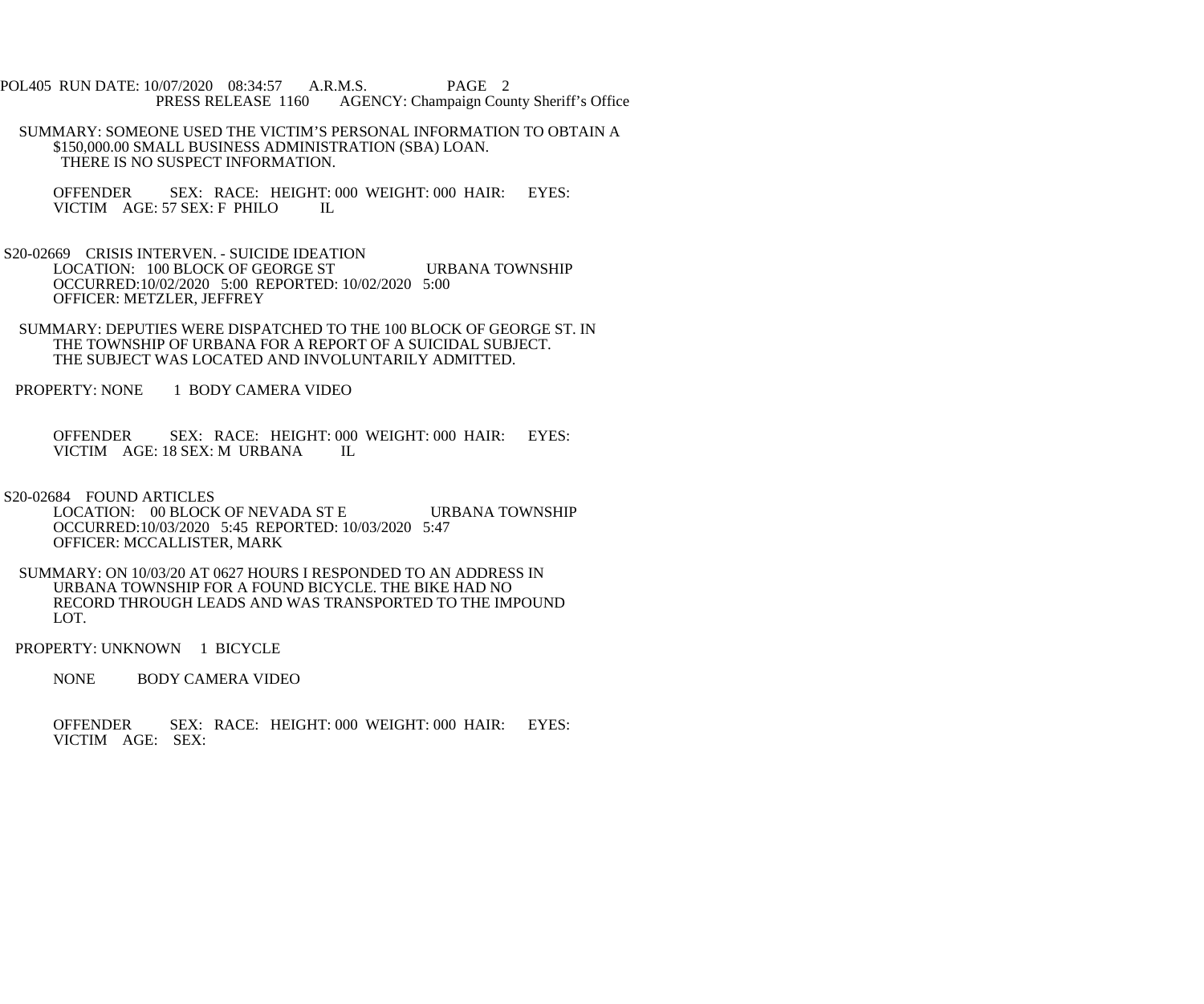SUMMARY: SOMEONE USED THE VICTIM'S PERSONAL INFORMATION TO OBTAIN A $150,000.00 SMALL BUSINESS ADMINISTRATION (SBA) LOAN. THERE IS NO SUSPECT INFORMATION.

OFFENDER SEX: RACE: HEIGHT: 000 WEIGHT: 000 HAIR: EYES:
VICTIM AGE: 57 SEX: F PHILO IL

S20-02669 CRISIS INTERVEN. - SUICIDE IDEATION
LOCATION: 100 BLOCK OF GEORGE ST URBANA TOWNSHIP
OCCURRED:10/02/2020 5:00 REPORTED: 10/02/2020 5:00
OFFICER: METZLER, JEFFREY

SUMMARY: DEPUTIES WERE DISPATCHED TO THE 100 BLOCK OF GEORGE ST. IN THE TOWNSHIP OF URBANA FOR A REPORT OF A SUICIDAL SUBJECT. THE SUBJECT WAS LOCATED AND INVOLUNTARILY ADMITTED.

PROPERTY: NONE 1 BODY CAMERA VIDEO

OFFENDER SEX: RACE: HEIGHT: 000 WEIGHT: 000 HAIR: EYES:
VICTIM AGE: 18 SEX: M URBANA IL

S20-02684 FOUND ARTICLES
LOCATION: 00 BLOCK OF NEVADA ST E URBANA TOWNSHIP
OCCURRED:10/03/2020 5:45 REPORTED: 10/03/2020 5:47
OFFICER: MCCALLISTER, MARK

SUMMARY: ON 10/03/20 AT 0627 HOURS I RESPONDED TO AN ADDRESS IN URBANA TOWNSHIP FOR A FOUND BICYCLE. THE BIKE HAD NO RECORD THROUGH LEADS AND WAS TRANSPORTED TO THE IMPOUND LOT.

PROPERTY: UNKNOWN 1 BICYCLE

NONE BODY CAMERA VIDEO

OFFENDER SEX: RACE: HEIGHT: 000 WEIGHT: 000 HAIR: EYES:
VICTIM AGE: SEX: